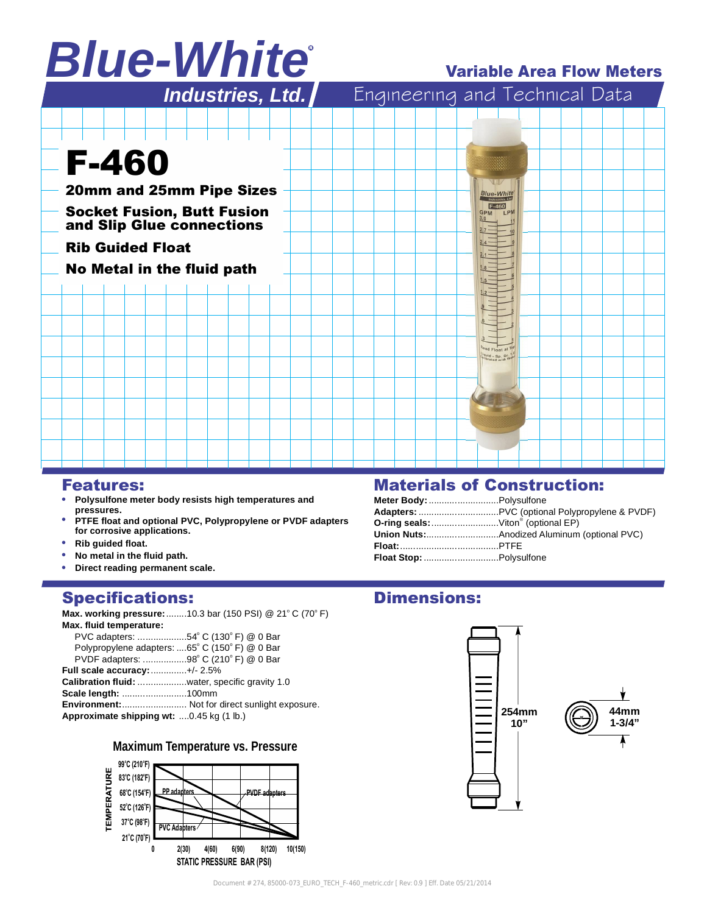# Blue-White® Industries, Ltd.

## Variable Area Flow Meters

Engineering and Technical Data

# F-460

**20mm and 25mm Pipe Sizes**

**Socket Fusion, Butt Fusion and Slip Glue connections**

**Rib Guided Float**

**No Metal in the fluid path**

## Features:

- **Polysulfone meter body resists high temperatures and pressures.**
- **PTFE float and optional PVC, Polypropylene or PVDF adapters for corrosive applications.**
- **Rib guided float.**
- **No metal in the fluid path.**
- **Direct reading permanent scale.**

## Materials of Construction:

**Meter Body:**..........................Polysulfone
**Adapters:**..............................PVC (optional Polypropylene & PVDF)
**O-ring seals:**..........................Viton® (optional EP)
**Union Nuts:**...........................Anodized Aluminum (optional PVC)
**Float:**....................................PTFE
**Float Stop:**............................Polysulfone

## Specifications:

**Max. working pressure:**........10.3 bar (150 PSI) @ 21° C (70° F)
**Max. fluid temperature:**
PVC adapters: ..................54° C (130° F) @ 0 Bar
Polypropylene adapters: ....65° C (150° F) @ 0 Bar
PVDF adapters: .................98° C (210° F) @ 0 Bar
**Full scale accuracy:**.............+/- 2.5%
**Calibration fluid:** ..................water, specific gravity 1.0
**Scale length:** .........................100mm
**Environment:**......................... Not for direct sunlight exposure.
**Approximate shipping wt:** ....0.45 kg (1 lb.)

### Maximum Temperature vs. Pressure

TEMPERATURE: 99°C (210°F), 83°C (182°F), 68°C (154°F), 52°C (126°F), 37°C (98°F), 21°C (70°F)

STATIC PRESSURE BAR (PSI): 0, 2(30), 4(60), 6(90), 8(120), 10(150)

PP adapters — PVDF adapters — PVC Adapters

## Dimensions:

254mm
10"

44mm
1-3/4"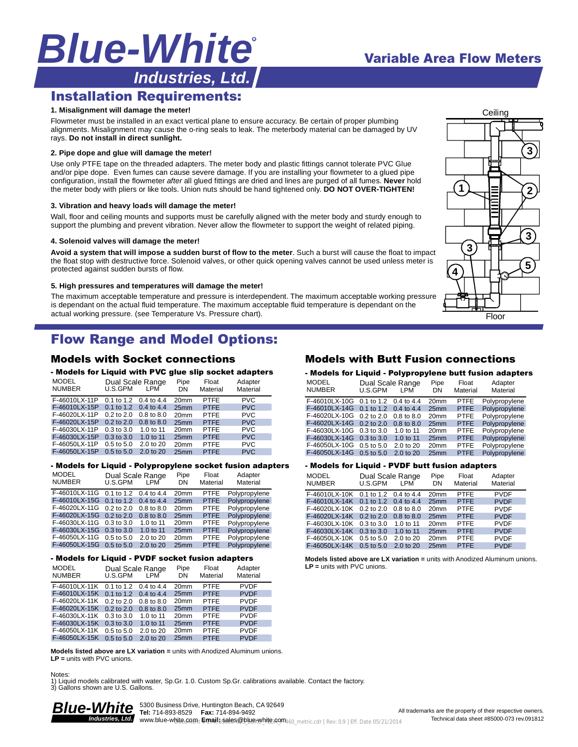# Blue-White Industries, Ltd.

## Variable Area Flow Meters

## Installation Requirements:

**1. Misalignment will damage the meter!**

Flowmeter must be installed in an exact vertical plane to ensure accuracy. Be certain of proper plumbing alignments. Misalignment may cause the o-ring seals to leak. The meterbody material can be damaged by UV rays. **Do not install in direct sunlight.**

**2. Pipe dope and glue will damage the meter!**

Use only PTFE tape on the threaded adapters. The meter body and plastic fittings cannot tolerate PVC Glue and/or pipe dope. Even fumes can cause severe damage. If you are installing your flowmeter to a glued pipe configuration, install the flowmeter *after* all glued fittings are dried and lines are purged of all fumes. **Never** hold the meter body with pliers or like tools. Union nuts should be hand tightened only. **DO NOT OVER-TIGHTEN!**

**3. Vibration and heavy loads will damage the meter!**

Wall, floor and ceiling mounts and supports must be carefully aligned with the meter body and sturdy enough to support the plumbing and prevent vibration. Never allow the flowmeter to support the weight of related piping.

**4. Solenoid valves will damage the meter!**

**Avoid a system that will impose a sudden burst of flow to the meter**. Such a burst will cause the float to impact the float stop with destructive force. Solenoid valves, or other quick opening valves cannot be used unless meter is protected against sudden bursts of flow.

**5. High pressures and temperatures will damage the meter!**

The maximum acceptable temperature and pressure is interdependent. The maximum acceptable working pressure is dependant on the actual fluid temperature. The maximum acceptable fluid temperature is dependant on the actual working pressure. (see Temperature Vs. Pressure chart).

Ceiling
1
2
3
3
3
4
5
Floor

## Flow Range and Model Options:

### Models with Socket connections

#### - Models for Liquid with PVC glue slip socket adapters

| MODEL NUMBER | Dual Scale Range U.S.GPM | LPM | Pipe DN | Float Material | Adapter Material |
|---|---|---|---|---|---|
| F-46010LX-11P | 0.1 to 1.2 | 0.4 to 4.4 | 20mm | PTFE | PVC |
| F-46010LX-15P | 0.1 to 1.2 | 0.4 to 4.4 | 25mm | PTFE | PVC |
| F-46020LX-11P | 0.2 to 2.0 | 0.8 to 8.0 | 20mm | PTFE | PVC |
| F-46020LX-15P | 0.2 to 2.0 | 0.8 to 8.0 | 25mm | PTFE | PVC |
| F-46030LX-11P | 0.3 to 3.0 | 1.0 to 11 | 20mm | PTFE | PVC |
| F-46030LX-15P | 0.3 to 3.0 | 1.0 to 11 | 25mm | PTFE | PVC |
| F-46050LX-11P | 0.5 to 5.0 | 2.0 to 20 | 20mm | PTFE | PVC |
| F-46050LX-15P | 0.5 to 5.0 | 2.0 to 20 | 25mm | PTFE | PVC |

#### - Models for Liquid - Polypropylene socket fusion adapters

| MODEL NUMBER | Dual Scale Range U.S.GPM | LPM | Pipe DN | Float Material | Adapter Material |
|---|---|---|---|---|---|
| F-46010LX-11G | 0.1 to 1.2 | 0.4 to 4.4 | 20mm | PTFE | Polypropylene |
| F-46010LX-15G | 0.1 to 1.2 | 0.4 to 4.4 | 25mm | PTFE | Polypropylene |
| F-46020LX-11G | 0.2 to 2.0 | 0.8 to 8.0 | 20mm | PTFE | Polypropylene |
| F-46020LX-15G | 0.2 to 2.0 | 0.8 to 8.0 | 25mm | PTFE | Polypropylene |
| F-46030LX-11G | 0.3 to 3.0 | 1.0 to 11 | 20mm | PTFE | Polypropylene |
| F-46030LX-15G | 0.3 to 3.0 | 1.0 to 11 | 25mm | PTFE | Polypropylene |
| F-46050LX-11G | 0.5 to 5.0 | 2.0 to 20 | 20mm | PTFE | Polypropylene |
| F-46050LX-15G | 0.5 to 5.0 | 2.0 to 20 | 25mm | PTFE | Polypropylene |

#### - Models for Liquid - PVDF socket fusion adapters

| MODEL NUMBER | Dual Scale Range U.S.GPM | LPM | Pipe DN | Float Material | Adapter Material |
|---|---|---|---|---|---|
| F-46010LX-11K | 0.1 to 1.2 | 0.4 to 4.4 | 20mm | PTFE | PVDF |
| F-46010LX-15K | 0.1 to 1.2 | 0.4 to 4.4 | 25mm | PTFE | PVDF |
| F-46020LX-11K | 0.2 to 2.0 | 0.8 to 8.0 | 20mm | PTFE | PVDF |
| F-46020LX-15K | 0.2 to 2.0 | 0.8 to 8.0 | 25mm | PTFE | PVDF |
| F-46030LX-11K | 0.3 to 3.0 | 1.0 to 11 | 20mm | PTFE | PVDF |
| F-46030LX-15K | 0.3 to 3.0 | 1.0 to 11 | 25mm | PTFE | PVDF |
| F-46050LX-11K | 0.5 to 5.0 | 2.0 to 20 | 20mm | PTFE | PVDF |
| F-46050LX-15K | 0.5 to 5.0 | 2.0 to 20 | 25mm | PTFE | PVDF |

**Models listed above are LX variation =** units with Anodized Aluminum unions.
**LP =** units with PVC unions.

### Models with Butt Fusion connections

#### - Models for Liquid - Polypropylene butt fusion adapters

| MODEL NUMBER | Dual Scale Range U.S.GPM | LPM | Pipe DN | Float Material | Adapter Material |
|---|---|---|---|---|---|
| F-46010LX-10G | 0.1 to 1.2 | 0.4 to 4.4 | 20mm | PTFE | Polypropylene |
| F-46010LX-14G | 0.1 to 1.2 | 0.4 to 4.4 | 25mm | PTFE | Polypropylene |
| F-46020LX-10G | 0.2 to 2.0 | 0.8 to 8.0 | 20mm | PTFE | Polypropylene |
| F-46020LX-14G | 0.2 to 2.0 | 0.8 to 8.0 | 25mm | PTFE | Polypropylene |
| F-46030LX-10G | 0.3 to 3.0 | 1.0 to 11 | 20mm | PTFE | Polypropylene |
| F-46030LX-14G | 0.3 to 3.0 | 1.0 to 11 | 25mm | PTFE | Polypropylene |
| F-46050LX-10G | 0.5 to 5.0 | 2.0 to 20 | 20mm | PTFE | Polypropylene |
| F-46050LX-14G | 0.5 to 5.0 | 2.0 to 20 | 25mm | PTFE | Polypropylene |

#### - Models for Liquid - PVDF butt fusion adapters

| MODEL NUMBER | Dual Scale Range U.S.GPM | LPM | Pipe DN | Float Material | Adapter Material |
|---|---|---|---|---|---|
| F-46010LX-10K | 0.1 to 1.2 | 0.4 to 4.4 | 20mm | PTFE | PVDF |
| F-46010LX-14K | 0.1 to 1.2 | 0.4 to 4.4 | 25mm | PTFE | PVDF |
| F-46020LX-10K | 0.2 to 2.0 | 0.8 to 8.0 | 20mm | PTFE | PVDF |
| F-46020LX-14K | 0.2 to 2.0 | 0.8 to 8.0 | 25mm | PTFE | PVDF |
| F-46030LX-10K | 0.3 to 3.0 | 1.0 to 11 | 20mm | PTFE | PVDF |
| F-46030LX-14K | 0.3 to 3.0 | 1.0 to 11 | 25mm | PTFE | PVDF |
| F-46050LX-10K | 0.5 to 5.0 | 2.0 to 20 | 20mm | PTFE | PVDF |
| F-46050LX-14K | 0.5 to 5.0 | 2.0 to 20 | 25mm | PTFE | PVDF |

**Models listed above are LX variation =** units with Anodized Aluminum unions.
**LP =** units with PVC unions.

Notes:
1) Liquid models calibrated with water, Sp.Gr. 1.0. Custom Sp.Gr. calibrations available. Contact the factory.
3) Gallons shown are U.S. Gallons.

Blue-White Industries, Ltd.
5300 Business Drive, Huntington Beach, CA 92649
**Tel:** 714-893-8529 **Fax:** 714-894-9492
www.blue-white.com **Email:** sales@blue-white.com

All trademarks are the property of their respective owners.
Technical data sheet #85000-073 rev.091812